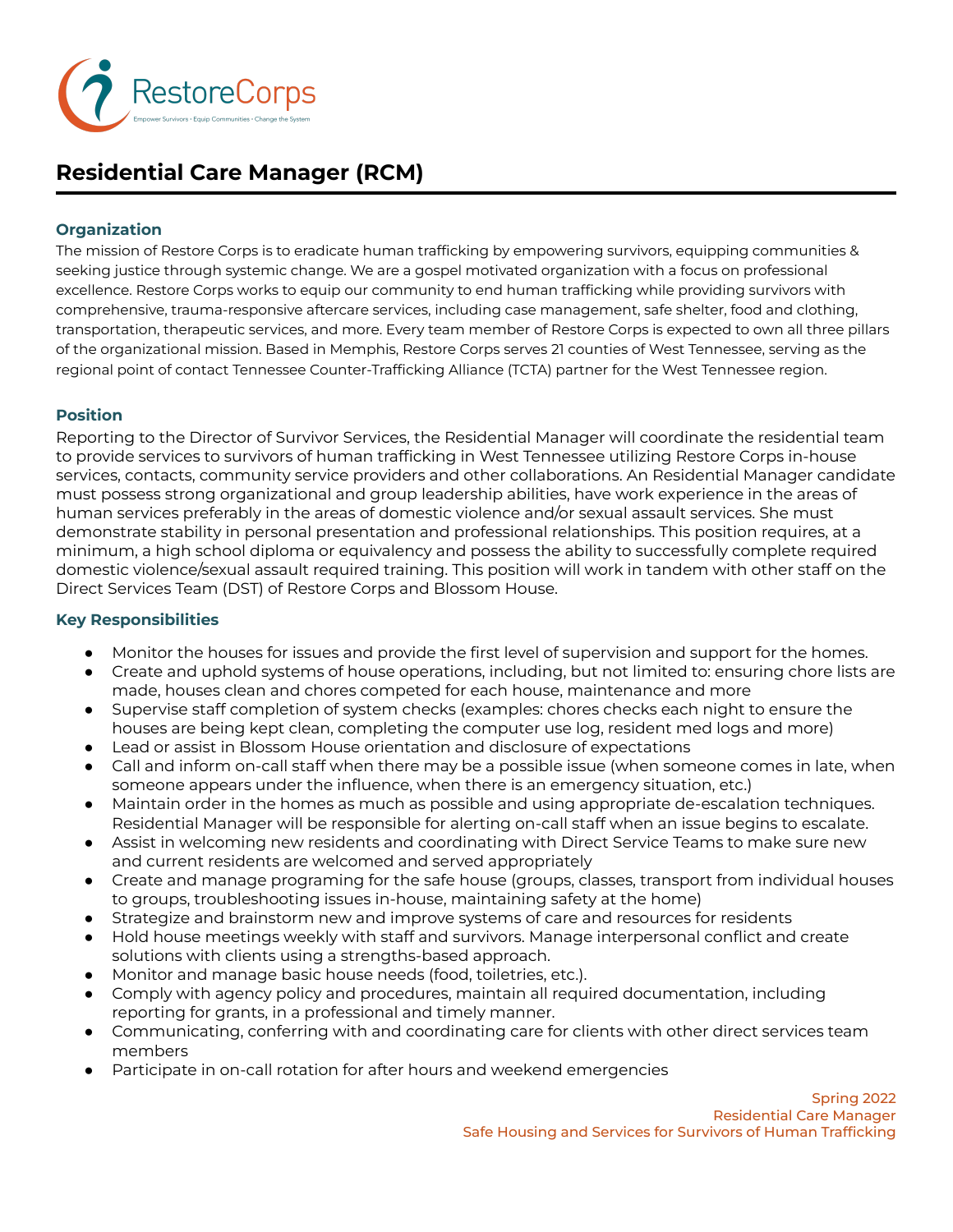# Residential Care Manager (RCM)

## Organization

The mission of Restore Corps is to eradicate human trafficking by empowering survivors, equipping communities & seeking justice through systemic change. We are a gospel motivated organization with a focus on professional excellence. Restore Corps works to equip our community to end human trafficking while providing survivors with comprehensive, trauma-responsive aftercare services, including case management, safe shelter, food and clothing, transportation, therapeutic services, and more. Every team member of Restore Corps is expected to own all three pillars of the organizational mission. Based in Memphis, Restore Corps serves 21 counties of West Tennessee, serving as the regional point of contact Tennessee Counter-Trafficking Alliance (TCTA) partner for the West Tennessee region.

## Position

Reporting to the Director of Survivor Services, the Residential Manager will coordinate the residential team to provide services to survivors of human trafficking in West Tennessee utilizing Restore Corps in-house services, contacts, community service providers and other collaborations. An Residential Manager candidate must possess strong organizational and group leadership abilities, have work experience in the areas of human services preferably in the areas of domestic violence and/or sexual assault services. She must demonstrate stability in personal presentation and professional relationships. This position requires, at a minimum, a high school diploma or equivalency and possess the ability to successfully complete required domestic violence/sexual assault required training. This position will work in tandem with other staff on the Direct Services Team (DST) of Restore Corps and Blossom House.

## Key Responsibilities

- Monitor the houses for issues and provide the first level of supervision and support for the homes.
- Create and uphold systems of house operations, including, but not limited to: ensuring chore lists are made, houses clean and chores competed for each house, maintenance and more
- Supervise staff completion of system checks (examples: chores checks each night to ensure the houses are being kept clean, completing the computer use log, resident med logs and more)
- Lead or assist in Blossom House orientation and disclosure of expectations
- Call and inform on-call staff when there may be a possible issue (when someone comes in late, when someone appears under the influence, when there is an emergency situation, etc.)
- Maintain order in the homes as much as possible and using appropriate de-escalation techniques. Residential Manager will be responsible for alerting on-call staff when an issue begins to escalate.
- Assist in welcoming new residents and coordinating with Direct Service Teams to make sure new and current residents are welcomed and served appropriately
- Create and manage programing for the safe house (groups, classes, transport from individual houses to groups, troubleshooting issues in-house, maintaining safety at the home)
- Strategize and brainstorm new and improve systems of care and resources for residents
- Hold house meetings weekly with staff and survivors. Manage interpersonal conflict and create solutions with clients using a strengths-based approach.
- Monitor and manage basic house needs (food, toiletries, etc.).
- Comply with agency policy and procedures, maintain all required documentation, including reporting for grants, in a professional and timely manner.
- Communicating, conferring with and coordinating care for clients with other direct services team members
- Participate in on-call rotation for after hours and weekend emergencies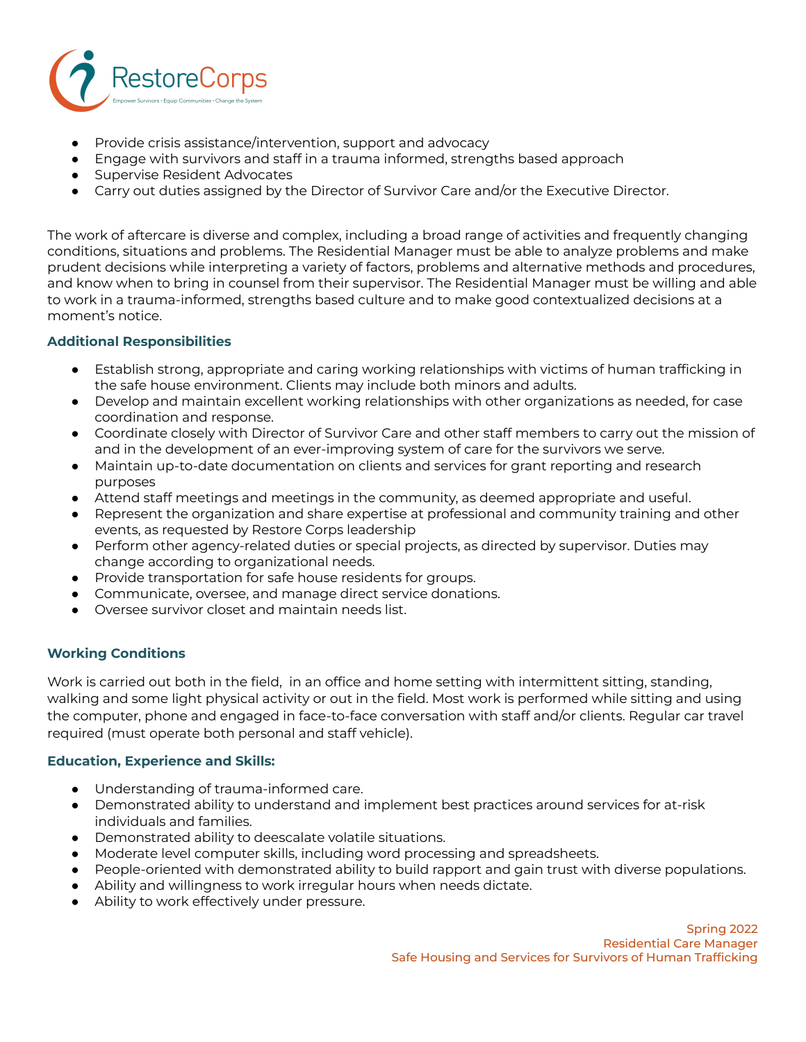- Provide crisis assistance/intervention, support and advocacy
- Engage with survivors and staff in a trauma informed, strengths based approach
- Supervise Resident Advocates
- Carry out duties assigned by the Director of Survivor Care and/or the Executive Director.

The work of aftercare is diverse and complex, including a broad range of activities and frequently changing conditions, situations and problems. The Residential Manager must be able to analyze problems and make prudent decisions while interpreting a variety of factors, problems and alternative methods and procedures, and know when to bring in counsel from their supervisor. The Residential Manager must be willing and able to work in a trauma-informed, strengths based culture and to make good contextualized decisions at a moment's notice.

### Additional Responsibilities

- Establish strong, appropriate and caring working relationships with victims of human trafficking in the safe house environment. Clients may include both minors and adults.
- Develop and maintain excellent working relationships with other organizations as needed, for case coordination and response.
- Coordinate closely with Director of Survivor Care and other staff members to carry out the mission of and in the development of an ever-improving system of care for the survivors we serve.
- Maintain up-to-date documentation on clients and services for grant reporting and research purposes
- Attend staff meetings and meetings in the community, as deemed appropriate and useful.
- Represent the organization and share expertise at professional and community training and other events, as requested by Restore Corps leadership
- Perform other agency-related duties or special projects, as directed by supervisor. Duties may change according to organizational needs.
- Provide transportation for safe house residents for groups.
- Communicate, oversee, and manage direct service donations.
- Oversee survivor closet and maintain needs list.

### Working Conditions

Work is carried out both in the field, in an office and home setting with intermittent sitting, standing, walking and some light physical activity or out in the field. Most work is performed while sitting and using the computer, phone and engaged in face-to-face conversation with staff and/or clients. Regular car travel required (must operate both personal and staff vehicle).

### Education, Experience and Skills:

- Understanding of trauma-informed care.
- Demonstrated ability to understand and implement best practices around services for at-risk individuals and families.
- Demonstrated ability to deescalate volatile situations.
- Moderate level computer skills, including word processing and spreadsheets.
- People-oriented with demonstrated ability to build rapport and gain trust with diverse populations.
- Ability and willingness to work irregular hours when needs dictate.
- Ability to work effectively under pressure.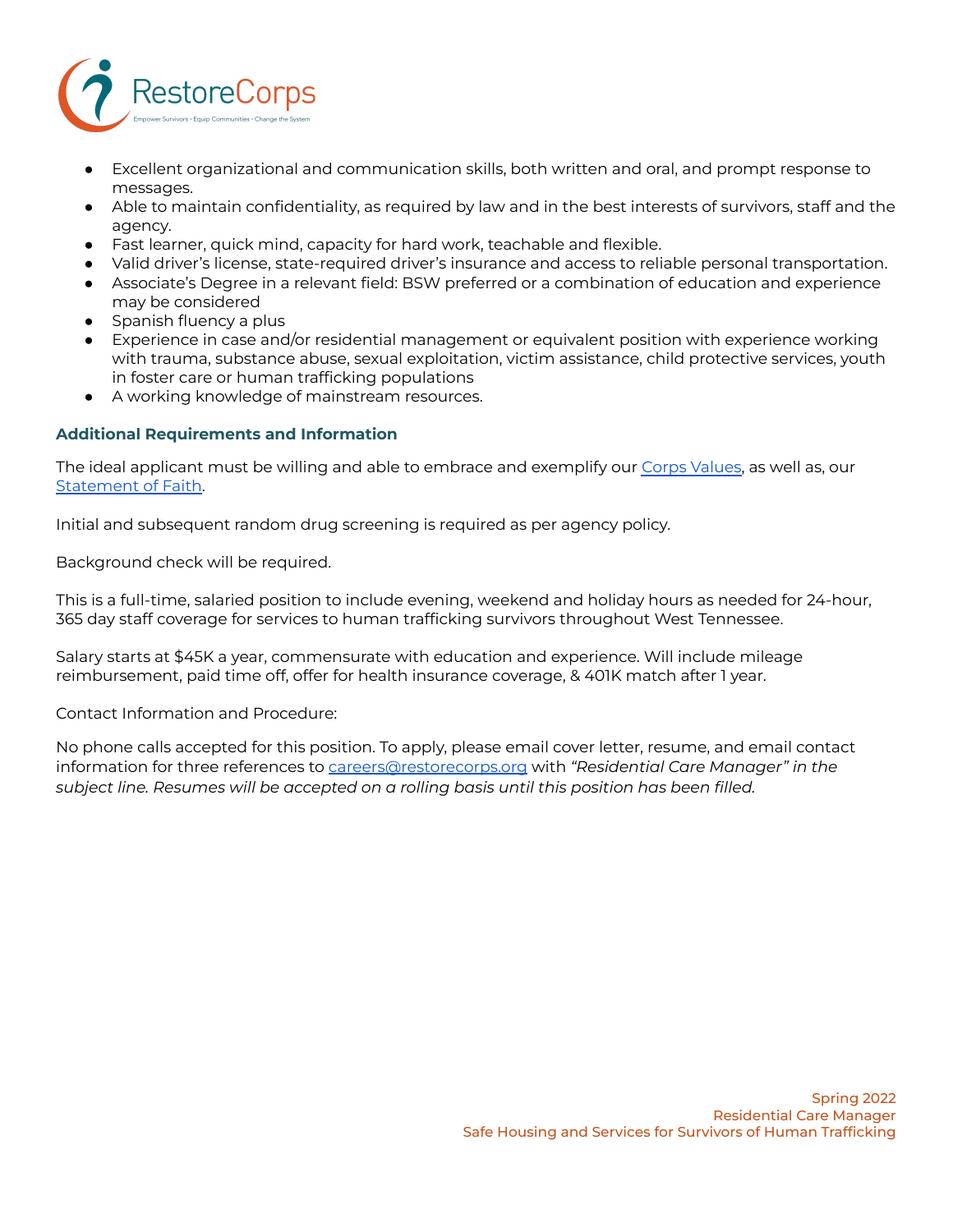- Excellent organizational and communication skills, both written and oral, and prompt response to messages.
- Able to maintain confidentiality, as required by law and in the best interests of survivors, staff and the agency.
- Fast learner, quick mind, capacity for hard work, teachable and flexible.
- Valid driver's license, state-required driver's insurance and access to reliable personal transportation.
- Associate's Degree in a relevant field: BSW preferred or a combination of education and experience may be considered
- Spanish fluency a plus
- Experience in case and/or residential management or equivalent position with experience working with trauma, substance abuse, sexual exploitation, victim assistance, child protective services, youth in foster care or human trafficking populations
- A working knowledge of mainstream resources.

### Additional Requirements and Information

The ideal applicant must be willing and able to embrace and exemplify our Corps Values, as well as, our Statement of Faith.

Initial and subsequent random drug screening is required as per agency policy.

Background check will be required.

This is a full-time, salaried position to include evening, weekend and holiday hours as needed for 24-hour, 365 day staff coverage for services to human trafficking survivors throughout West Tennessee.

Salary starts at $45K a year, commensurate with education and experience. Will include mileage reimbursement, paid time off, offer for health insurance coverage, & 401K match after 1 year.

Contact Information and Procedure:

No phone calls accepted for this position. To apply, please email cover letter, resume, and email contact information for three references to careers@restorecorps.org with *"Residential Care Manager" in the subject line. Resumes will be accepted on a rolling basis until this position has been filled.*